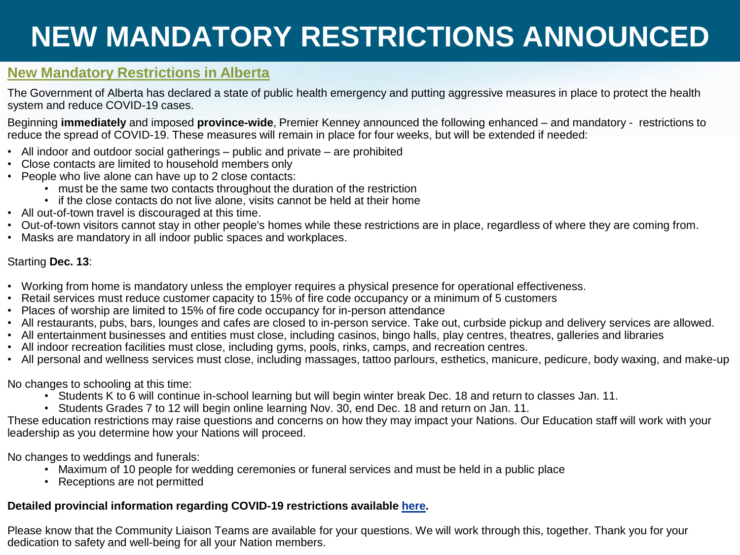# NEW MANDATORY RESTRICTIONS ANNOUNCED

## New Mandatory Restrictions in Alberta

The Government of Alberta has declared a state of public health emergency and putting aggressive measures in place to protect the health system and reduce COVID-19 cases.

Beginning **immediately** and imposed **province-wide**, Premier Kenney announced the following enhanced – and mandatory - restrictions to reduce the spread of COVID-19. These measures will remain in place for four weeks, but will be extended if needed:

- All indoor and outdoor social gatherings – public and private – are prohibited
- Close contacts are limited to household members only
- People who live alone can have up to 2 close contacts:
  - must be the same two contacts throughout the duration of the restriction
  - if the close contacts do not live alone, visits cannot be held at their home
- All out-of-town travel is discouraged at this time.
- Out-of-town visitors cannot stay in other people's homes while these restrictions are in place, regardless of where they are coming from.
- Masks are mandatory in all indoor public spaces and workplaces.

Starting **Dec. 13**:

- Working from home is mandatory unless the employer requires a physical presence for operational effectiveness.
- Retail services must reduce customer capacity to 15% of fire code occupancy or a minimum of 5 customers
- Places of worship are limited to 15% of fire code occupancy for in-person attendance
- All restaurants, pubs, bars, lounges and cafes are closed to in-person service. Take out, curbside pickup and delivery services are allowed.
- All entertainment businesses and entities must close, including casinos, bingo halls, play centres, theatres, galleries and libraries
- All indoor recreation facilities must close, including gyms, pools, rinks, camps, and recreation centres.
- All personal and wellness services must close, including massages, tattoo parlours, esthetics, manicure, pedicure, body waxing, and make-up

No changes to schooling at this time:

- Students K to 6 will continue in-school learning but will begin winter break Dec. 18 and return to classes Jan. 11.
- Students Grades 7 to 12 will begin online learning Nov. 30, end Dec. 18 and return on Jan. 11.

These education restrictions may raise questions and concerns on how they may impact your Nations. Our Education staff will work with your leadership as you determine how your Nations will proceed.

No changes to weddings and funerals:

- Maximum of 10 people for wedding ceremonies or funeral services and must be held in a public place
- Receptions are not permitted

**Detailed provincial information regarding COVID-19 restrictions available here.**

Please know that the Community Liaison Teams are available for your questions. We will work through this, together. Thank you for your dedication to safety and well-being for all your Nation members.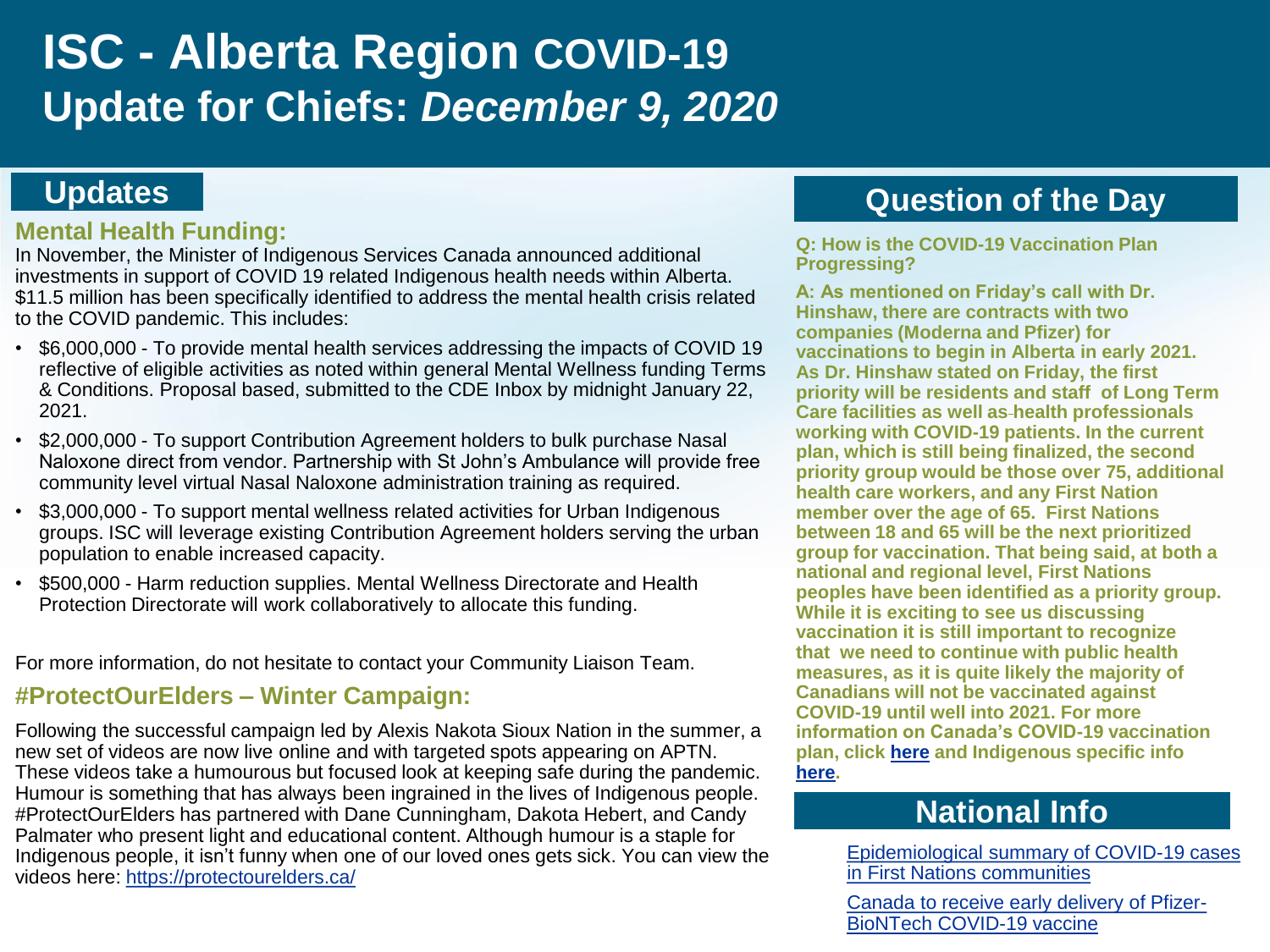# ISC - Alberta Region COVID-19 Update for Chiefs: *December 9, 2020*

## Updates

### Mental Health Funding:

In November, the Minister of Indigenous Services Canada announced additional investments in support of COVID 19 related Indigenous health needs within Alberta. $11.5 million has been specifically identified to address the mental health crisis related to the COVID pandemic. This includes:

- $6,000,000 - To provide mental health services addressing the impacts of COVID 19 reflective of eligible activities as noted within general Mental Wellness funding Terms & Conditions. Proposal based, submitted to the CDE Inbox by midnight January 22, 2021.
- $2,000,000 - To support Contribution Agreement holders to bulk purchase Nasal Naloxone direct from vendor. Partnership with St John's Ambulance will provide free community level virtual Nasal Naloxone administration training as required.
- $3,000,000 - To support mental wellness related activities for Urban Indigenous groups. ISC will leverage existing Contribution Agreement holders serving the urban population to enable increased capacity.
- $500,000 - Harm reduction supplies. Mental Wellness Directorate and Health Protection Directorate will work collaboratively to allocate this funding.

For more information, do not hesitate to contact your Community Liaison Team.

### #ProtectOurElders – Winter Campaign:

Following the successful campaign led by Alexis Nakota Sioux Nation in the summer, a new set of videos are now live online and with targeted spots appearing on APTN. These videos take a humourous but focused look at keeping safe during the pandemic. Humour is something that has always been ingrained in the lives of Indigenous people. #ProtectOurElders has partnered with Dane Cunningham, Dakota Hebert, and Candy Palmater who present light and educational content. Although humour is a staple for Indigenous people, it isn't funny when one of our loved ones gets sick. You can view the videos here: https://protectourelders.ca/

## Question of the Day

**Q: How is the COVID-19 Vaccination Plan Progressing?**

**A: As mentioned on Friday's call with Dr. Hinshaw, there are contracts with two companies (Moderna and Pfizer) for vaccinations to begin in Alberta in early 2021. As Dr. Hinshaw stated on Friday, the first priority will be residents and staff of Long Term Care facilities as well as health professionals working with COVID-19 patients. In the current plan, which is still being finalized, the second priority group would be those over 75, additional health care workers, and any First Nation member over the age of 65. First Nations between 18 and 65 will be the next prioritized group for vaccination. That being said, at both a national and regional level, First Nations peoples have been identified as a priority group. While it is exciting to see us discussing vaccination it is still important to recognize that we need to continue with public health measures, as it is quite likely the majority of Canadians will not be vaccinated against COVID-19 until well into 2021. For more information on Canada's COVID-19 vaccination plan, click here and Indigenous specific info here.**

## National Info

- Epidemiological summary of COVID-19 cases in First Nations communities
- Canada to receive early delivery of Pfizer-BioNTech COVID-19 vaccine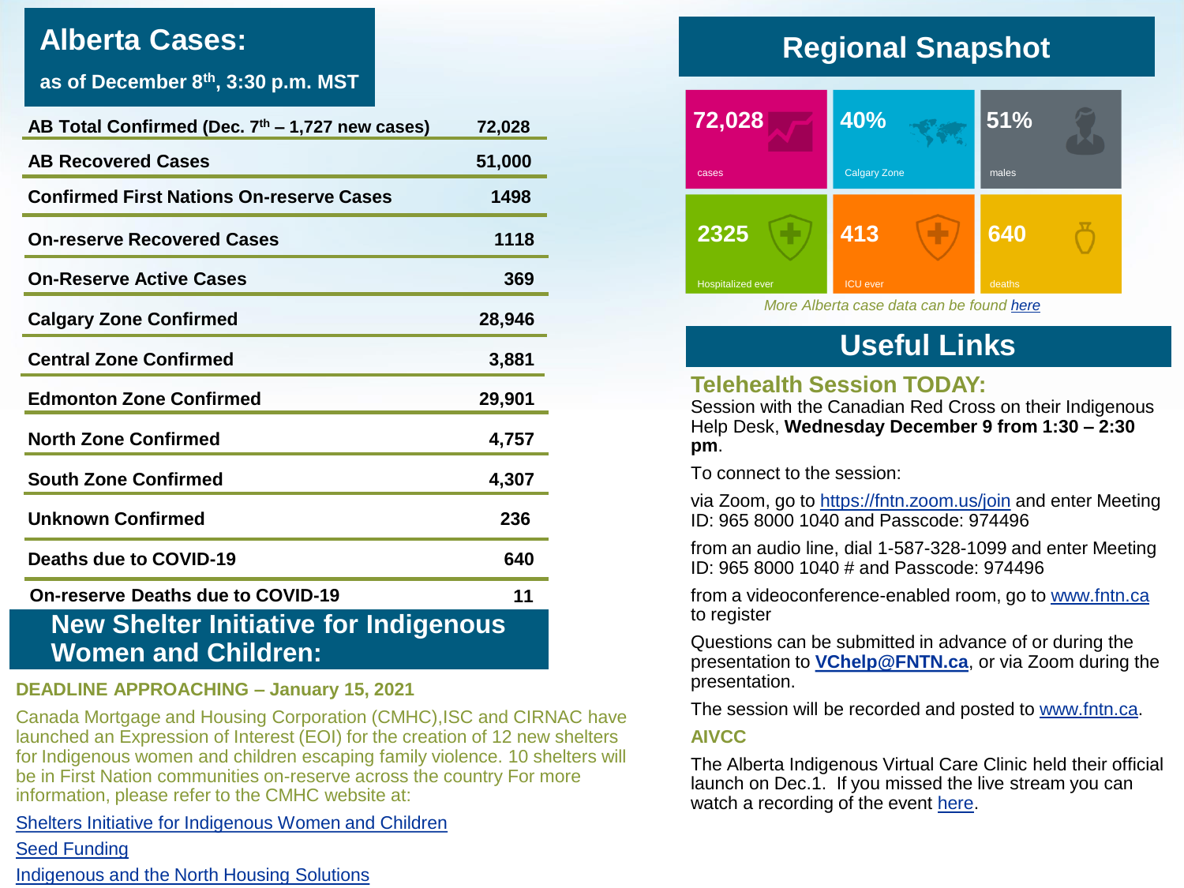## Alberta Cases:

**as of December 8th, 3:30 p.m. MST**

| | |
|---|---|
| **AB Total Confirmed (Dec. 7th – 1,727 new cases)** | **72,028** |
| **AB Recovered Cases** | **51,000** |
| **Confirmed First Nations On-reserve Cases** | **1498** |
| **On-reserve Recovered Cases** | **1118** |
| **On-Reserve Active Cases** | **369** |
| **Calgary Zone Confirmed** | **28,946** |
| **Central Zone Confirmed** | **3,881** |
| **Edmonton Zone Confirmed** | **29,901** |
| **North Zone Confirmed** | **4,757** |
| **South Zone Confirmed** | **4,307** |
| **Unknown Confirmed** | **236** |
| **Deaths due to COVID-19** | **640** |
| **On-reserve Deaths due to COVID-19** | **11** |

## New Shelter Initiative for Indigenous Women and Children:

**DEADLINE APPROACHING – January 15, 2021**

Canada Mortgage and Housing Corporation (CMHC),ISC and CIRNAC have launched an Expression of Interest (EOI) for the creation of 12 new shelters for Indigenous women and children escaping family violence. 10 shelters will be in First Nation communities on-reserve across the country For more information, please refer to the CMHC website at:

Shelters Initiative for Indigenous Women and Children

Seed Funding

Indigenous and the North Housing Solutions

## Regional Snapshot

72,028
cases

40%
Calgary Zone

51%
males

2325
Hospitalized ever

413
ICU ever

640
deaths

*More Alberta case data can be found here*

## Useful Links

### Telehealth Session TODAY:

Session with the Canadian Red Cross on their Indigenous Help Desk, **Wednesday December 9 from 1:30 – 2:30 pm**.

To connect to the session:

via Zoom, go to https://fntn.zoom.us/join and enter Meeting ID: 965 8000 1040 and Passcode: 974496

from an audio line, dial 1-587-328-1099 and enter Meeting ID: 965 8000 1040 # and Passcode: 974496

from a videoconference-enabled room, go to www.fntn.ca to register

Questions can be submitted in advance of or during the presentation to **VChelp@FNTN.ca**, or via Zoom during the presentation.

The session will be recorded and posted to www.fntn.ca.

### AIVCC

The Alberta Indigenous Virtual Care Clinic held their official launch on Dec.1. If you missed the live stream you can watch a recording of the event here.